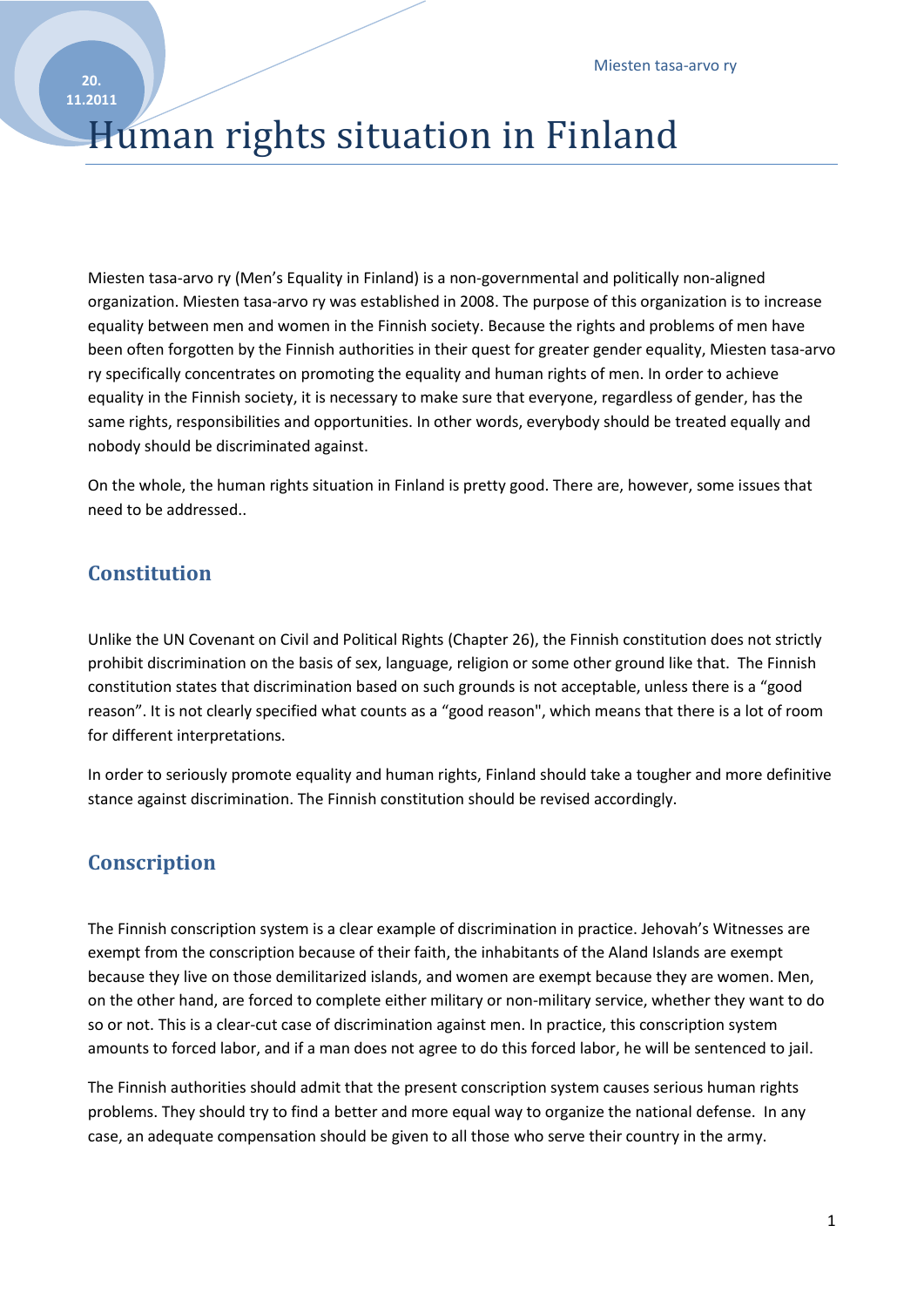# Human rights situation in Finland

Miesten tasa-arvo ry (Men's Equality in Finland) is a non-governmental and politically non-aligned organization. Miesten tasa-arvo ry was established in 2008. The purpose of this organization is to increase equality between men and women in the Finnish society. Because the rights and problems of men have been often forgotten by the Finnish authorities in their quest for greater gender equality, Miesten tasa-arvo ry specifically concentrates on promoting the equality and human rights of men. In order to achieve equality in the Finnish society, it is necessary to make sure that everyone, regardless of gender, has the same rights, responsibilities and opportunities. In other words, everybody should be treated equally and nobody should be discriminated against.

On the whole, the human rights situation in Finland is pretty good. There are, however, some issues that need to be addressed..

## Constitution

Unlike the UN Covenant on Civil and Political Rights (Chapter 26), the Finnish constitution does not strictly prohibit discrimination on the basis of sex, language, religion or some other ground like that. The Finnish constitution states that discrimination based on such grounds is not acceptable, unless there is a "good reason". It is not clearly specified what counts as a "good reason", which means that there is a lot of room for different interpretations.

In order to seriously promote equality and human rights, Finland should take a tougher and more definitive stance against discrimination. The Finnish constitution should be revised accordingly.

## Conscription

The Finnish conscription system is a clear example of discrimination in practice. Jehovah's Witnesses are exempt from the conscription because of their faith, the inhabitants of the Aland Islands are exempt because they live on those demilitarized islands, and women are exempt because they are women. Men, on the other hand, are forced to complete either military or non-military service, whether they want to do so or not. This is a clear-cut case of discrimination against men. In practice, this conscription system amounts to forced labor, and if a man does not agree to do this forced labor, he will be sentenced to jail.

The Finnish authorities should admit that the present conscription system causes serious human rights problems. They should try to find a better and more equal way to organize the national defense. In any case, an adequate compensation should be given to all those who serve their country in the army.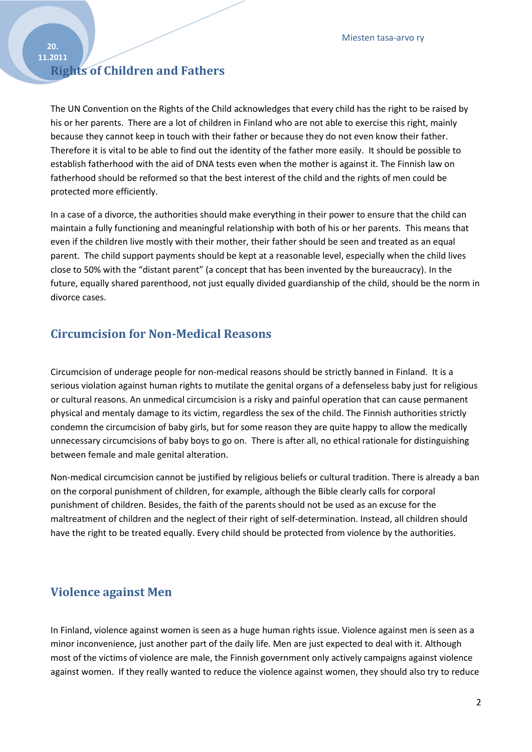## Rights of Children and Fathers

The UN Convention on the Rights of the Child acknowledges that every child has the right to be raised by his or her parents. There are a lot of children in Finland who are not able to exercise this right, mainly because they cannot keep in touch with their father or because they do not even know their father. Therefore it is vital to be able to find out the identity of the father more easily. It should be possible to establish fatherhood with the aid of DNA tests even when the mother is against it. The Finnish law on fatherhood should be reformed so that the best interest of the child and the rights of men could be protected more efficiently.

In a case of a divorce, the authorities should make everything in their power to ensure that the child can maintain a fully functioning and meaningful relationship with both of his or her parents. This means that even if the children live mostly with their mother, their father should be seen and treated as an equal parent. The child support payments should be kept at a reasonable level, especially when the child lives close to 50% with the "distant parent" (a concept that has been invented by the bureaucracy). In the future, equally shared parenthood, not just equally divided guardianship of the child, should be the norm in divorce cases.

## Circumcision for Non-Medical Reasons

Circumcision of underage people for non-medical reasons should be strictly banned in Finland. It is a serious violation against human rights to mutilate the genital organs of a defenseless baby just for religious or cultural reasons. An unmedical circumcision is a risky and painful operation that can cause permanent physical and mentaly damage to its victim, regardless the sex of the child. The Finnish authorities strictly condemn the circumcision of baby girls, but for some reason they are quite happy to allow the medically unnecessary circumcisions of baby boys to go on. There is after all, no ethical rationale for distinguishing between female and male genital alteration.

Non-medical circumcision cannot be justified by religious beliefs or cultural tradition. There is already a ban on the corporal punishment of children, for example, although the Bible clearly calls for corporal punishment of children. Besides, the faith of the parents should not be used as an excuse for the maltreatment of children and the neglect of their right of self-determination. Instead, all children should have the right to be treated equally. Every child should be protected from violence by the authorities.

## Violence against Men

In Finland, violence against women is seen as a huge human rights issue. Violence against men is seen as a minor inconvenience, just another part of the daily life. Men are just expected to deal with it. Although most of the victims of violence are male, the Finnish government only actively campaigns against violence against women. If they really wanted to reduce the violence against women, they should also try to reduce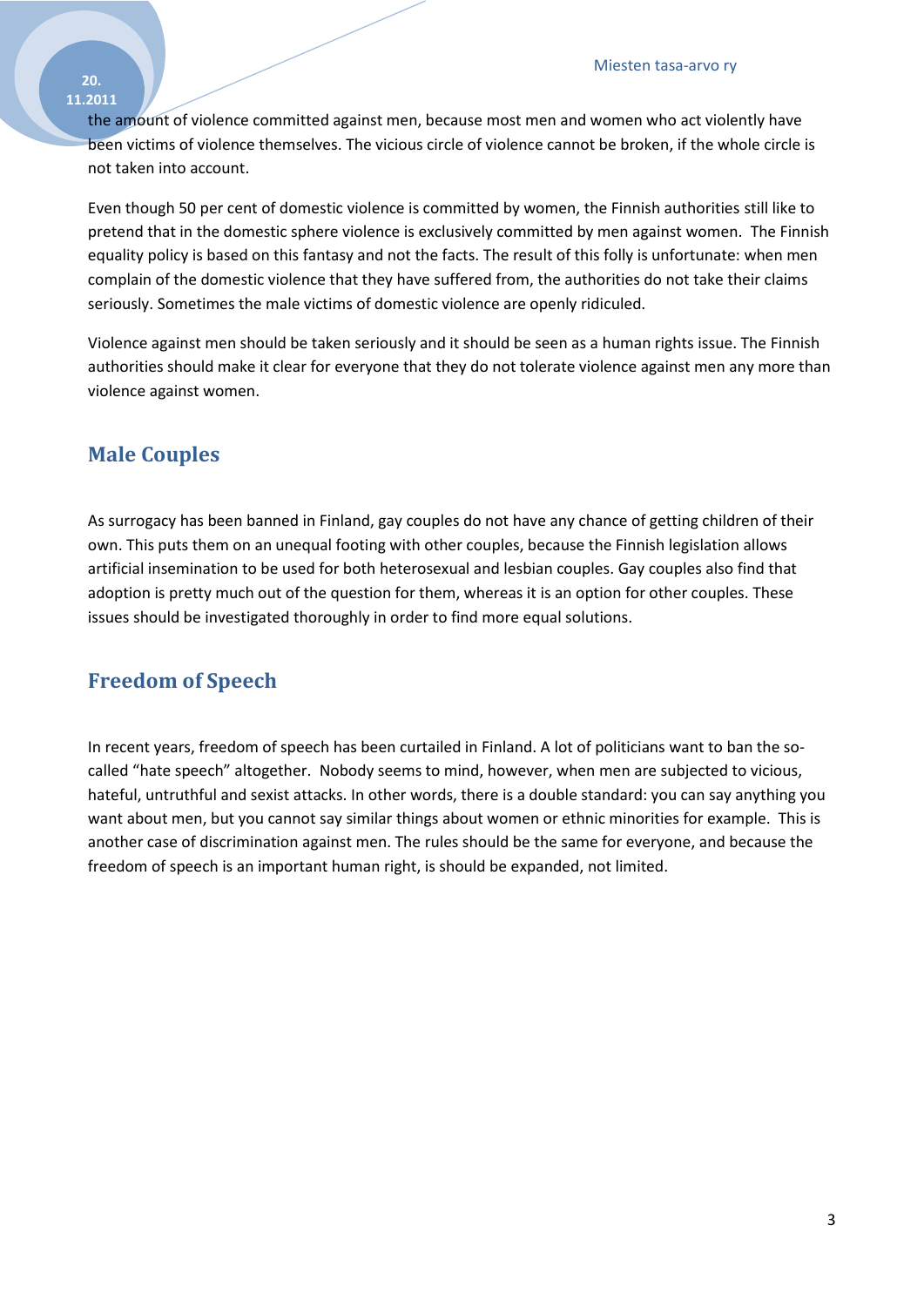the amount of violence committed against men, because most men and women who act violently have been victims of violence themselves. The vicious circle of violence cannot be broken, if the whole circle is not taken into account.

Even though 50 per cent of domestic violence is committed by women, the Finnish authorities still like to pretend that in the domestic sphere violence is exclusively committed by men against women. The Finnish equality policy is based on this fantasy and not the facts. The result of this folly is unfortunate: when men complain of the domestic violence that they have suffered from, the authorities do not take their claims seriously. Sometimes the male victims of domestic violence are openly ridiculed.

Violence against men should be taken seriously and it should be seen as a human rights issue. The Finnish authorities should make it clear for everyone that they do not tolerate violence against men any more than violence against women.

## Male Couples

As surrogacy has been banned in Finland, gay couples do not have any chance of getting children of their own. This puts them on an unequal footing with other couples, because the Finnish legislation allows artificial insemination to be used for both heterosexual and lesbian couples. Gay couples also find that adoption is pretty much out of the question for them, whereas it is an option for other couples. These issues should be investigated thoroughly in order to find more equal solutions.

## Freedom of Speech

In recent years, freedom of speech has been curtailed in Finland. A lot of politicians want to ban the so-called "hate speech" altogether. Nobody seems to mind, however, when men are subjected to vicious, hateful, untruthful and sexist attacks. In other words, there is a double standard: you can say anything you want about men, but you cannot say similar things about women or ethnic minorities for example. This is another case of discrimination against men. The rules should be the same for everyone, and because the freedom of speech is an important human right, is should be expanded, not limited.